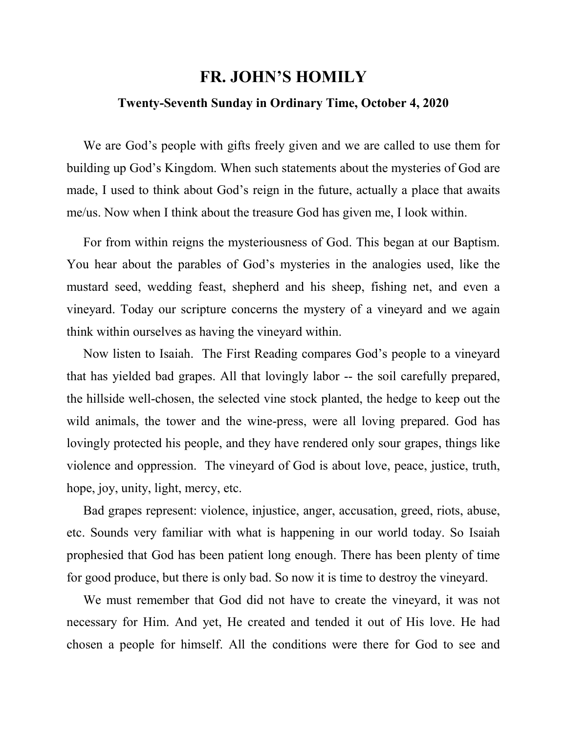# FR. JOHN'S HOMILY

### Twenty-Seventh Sunday in Ordinary Time, October 4, 2020

We are God's people with gifts freely given and we are called to use them for building up God's Kingdom. When such statements about the mysteries of God are made, I used to think about God's reign in the future, actually a place that awaits me/us. Now when I think about the treasure God has given me, I look within.

For from within reigns the mysteriousness of God. This began at our Baptism. You hear about the parables of God's mysteries in the analogies used, like the mustard seed, wedding feast, shepherd and his sheep, fishing net, and even a vineyard. Today our scripture concerns the mystery of a vineyard and we again think within ourselves as having the vineyard within.

Now listen to Isaiah. The First Reading compares God's people to a vineyard that has yielded bad grapes. All that lovingly labor -- the soil carefully prepared, the hillside well-chosen, the selected vine stock planted, the hedge to keep out the wild animals, the tower and the wine-press, were all loving prepared. God has lovingly protected his people, and they have rendered only sour grapes, things like violence and oppression. The vineyard of God is about love, peace, justice, truth, hope, joy, unity, light, mercy, etc.

Bad grapes represent: violence, injustice, anger, accusation, greed, riots, abuse, etc. Sounds very familiar with what is happening in our world today. So Isaiah prophesied that God has been patient long enough. There has been plenty of time for good produce, but there is only bad. So now it is time to destroy the vineyard.

We must remember that God did not have to create the vineyard, it was not necessary for Him. And yet, He created and tended it out of His love. He had chosen a people for himself. All the conditions were there for God to see and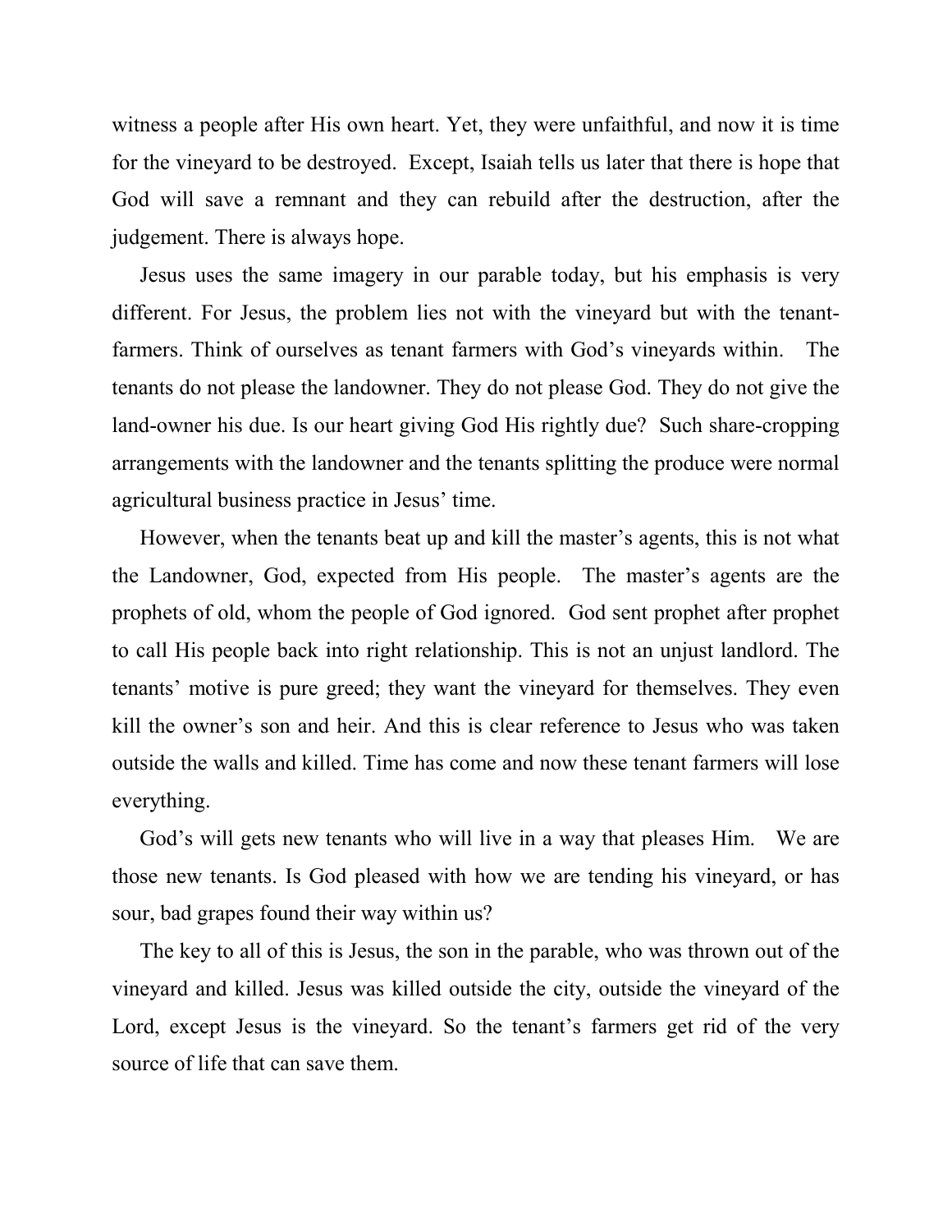witness a people after His own heart. Yet, they were unfaithful, and now it is time for the vineyard to be destroyed. Except, Isaiah tells us later that there is hope that God will save a remnant and they can rebuild after the destruction, after the judgement. There is always hope.

Jesus uses the same imagery in our parable today, but his emphasis is very different. For Jesus, the problem lies not with the vineyard but with the tenant-farmers. Think of ourselves as tenant farmers with God's vineyards within. The tenants do not please the landowner. They do not please God. They do not give the land-owner his due. Is our heart giving God His rightly due? Such share-cropping arrangements with the landowner and the tenants splitting the produce were normal agricultural business practice in Jesus' time.

However, when the tenants beat up and kill the master's agents, this is not what the Landowner, God, expected from His people. The master's agents are the prophets of old, whom the people of God ignored. God sent prophet after prophet to call His people back into right relationship. This is not an unjust landlord. The tenants' motive is pure greed; they want the vineyard for themselves. They even kill the owner's son and heir. And this is clear reference to Jesus who was taken outside the walls and killed. Time has come and now these tenant farmers will lose everything.

God's will gets new tenants who will live in a way that pleases Him. We are those new tenants. Is God pleased with how we are tending his vineyard, or has sour, bad grapes found their way within us?

The key to all of this is Jesus, the son in the parable, who was thrown out of the vineyard and killed. Jesus was killed outside the city, outside the vineyard of the Lord, except Jesus is the vineyard. So the tenant's farmers get rid of the very source of life that can save them.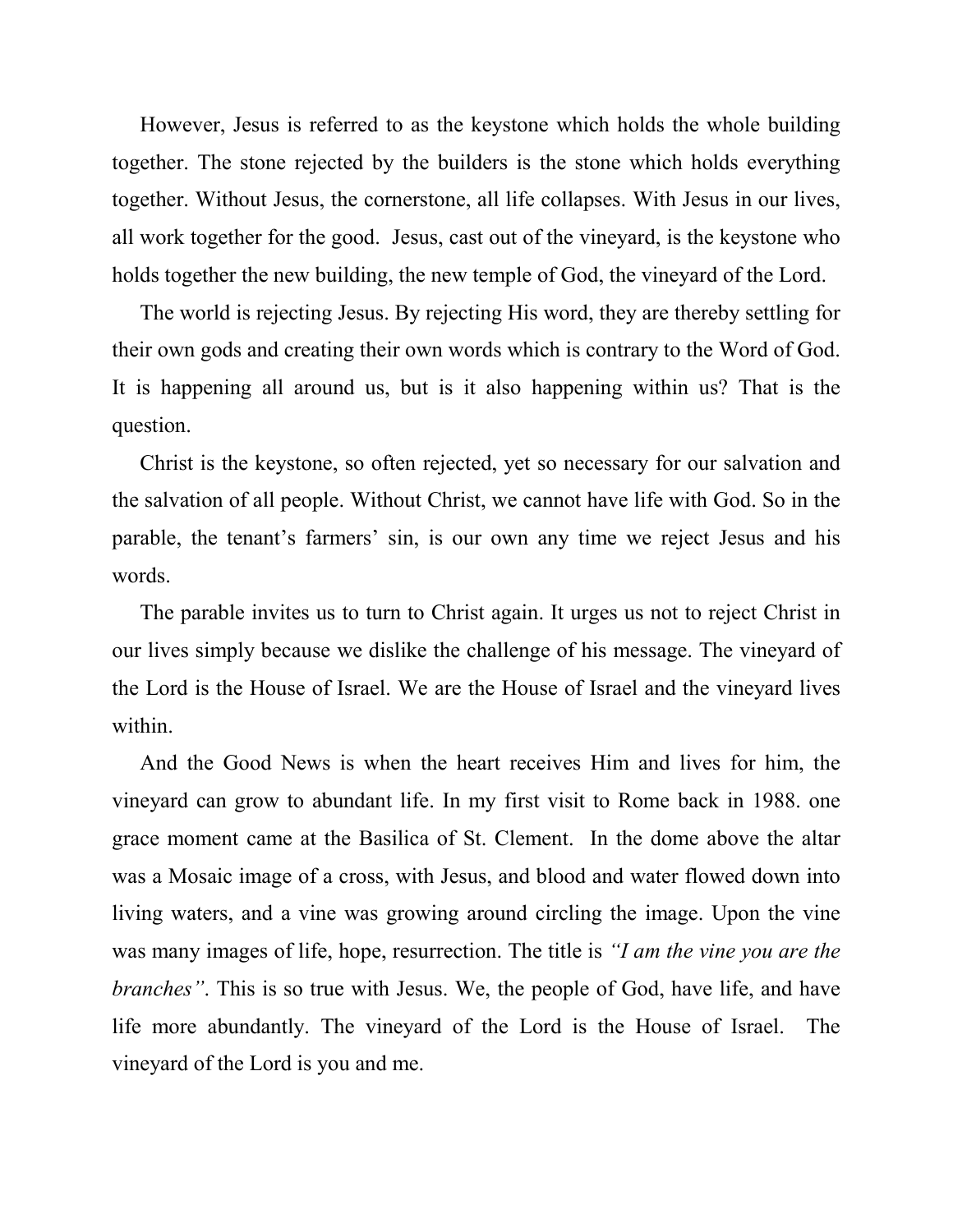However, Jesus is referred to as the keystone which holds the whole building together. The stone rejected by the builders is the stone which holds everything together. Without Jesus, the cornerstone, all life collapses. With Jesus in our lives, all work together for the good. Jesus, cast out of the vineyard, is the keystone who holds together the new building, the new temple of God, the vineyard of the Lord.

The world is rejecting Jesus. By rejecting His word, they are thereby settling for their own gods and creating their own words which is contrary to the Word of God. It is happening all around us, but is it also happening within us? That is the question.

Christ is the keystone, so often rejected, yet so necessary for our salvation and the salvation of all people. Without Christ, we cannot have life with God. So in the parable, the tenant's farmers' sin, is our own any time we reject Jesus and his words.

The parable invites us to turn to Christ again. It urges us not to reject Christ in our lives simply because we dislike the challenge of his message. The vineyard of the Lord is the House of Israel. We are the House of Israel and the vineyard lives within.

And the Good News is when the heart receives Him and lives for him, the vineyard can grow to abundant life. In my first visit to Rome back in 1988. one grace moment came at the Basilica of St. Clement. In the dome above the altar was a Mosaic image of a cross, with Jesus, and blood and water flowed down into living waters, and a vine was growing around circling the image. Upon the vine was many images of life, hope, resurrection. The title is *"I am the vine you are the branches"*. This is so true with Jesus. We, the people of God, have life, and have life more abundantly. The vineyard of the Lord is the House of Israel. The vineyard of the Lord is you and me.